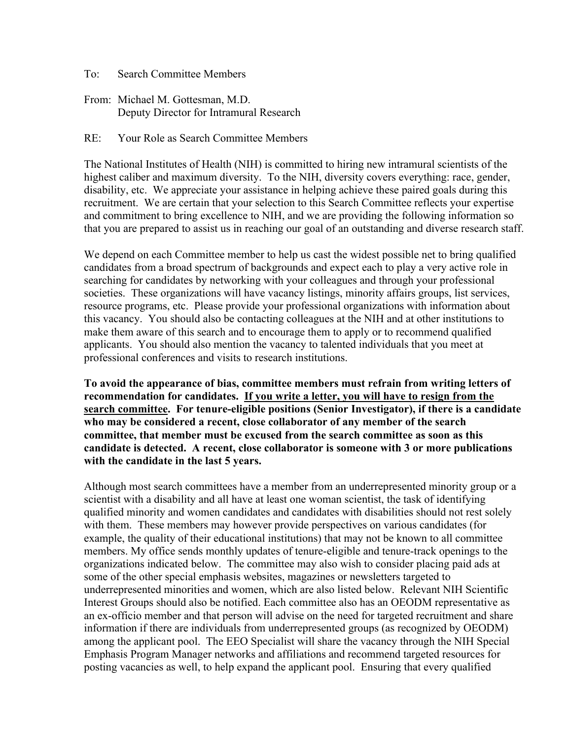To: Search Committee Members

From: Michael M. Gottesman, M.D.
Deputy Director for Intramural Research

RE: Your Role as Search Committee Members

The National Institutes of Health (NIH) is committed to hiring new intramural scientists of the highest caliber and maximum diversity. To the NIH, diversity covers everything: race, gender, disability, etc. We appreciate your assistance in helping achieve these paired goals during this recruitment. We are certain that your selection to this Search Committee reflects your expertise and commitment to bring excellence to NIH, and we are providing the following information so that you are prepared to assist us in reaching our goal of an outstanding and diverse research staff.

We depend on each Committee member to help us cast the widest possible net to bring qualified candidates from a broad spectrum of backgrounds and expect each to play a very active role in searching for candidates by networking with your colleagues and through your professional societies. These organizations will have vacancy listings, minority affairs groups, list services, resource programs, etc. Please provide your professional organizations with information about this vacancy. You should also be contacting colleagues at the NIH and at other institutions to make them aware of this search and to encourage them to apply or to recommend qualified applicants. You should also mention the vacancy to talented individuals that you meet at professional conferences and visits to research institutions.

**To avoid the appearance of bias, committee members must refrain from writing letters of recommendation for candidates. <u>If you write a letter, you will have to resign from the search committee</u>. For tenure-eligible positions (Senior Investigator), if there is a candidate who may be considered a recent, close collaborator of any member of the search committee, that member must be excused from the search committee as soon as this candidate is detected. A recent, close collaborator is someone with 3 or more publications with the candidate in the last 5 years.**

Although most search committees have a member from an underrepresented minority group or a scientist with a disability and all have at least one woman scientist, the task of identifying qualified minority and women candidates and candidates with disabilities should not rest solely with them. These members may however provide perspectives on various candidates (for example, the quality of their educational institutions) that may not be known to all committee members. My office sends monthly updates of tenure-eligible and tenure-track openings to the organizations indicated below. The committee may also wish to consider placing paid ads at some of the other special emphasis websites, magazines or newsletters targeted to underrepresented minorities and women, which are also listed below. Relevant NIH Scientific Interest Groups should also be notified. Each committee also has an OEODM representative as an ex-officio member and that person will advise on the need for targeted recruitment and share information if there are individuals from underrepresented groups (as recognized by OEODM) among the applicant pool. The EEO Specialist will share the vacancy through the NIH Special Emphasis Program Manager networks and affiliations and recommend targeted resources for posting vacancies as well, to help expand the applicant pool. Ensuring that every qualified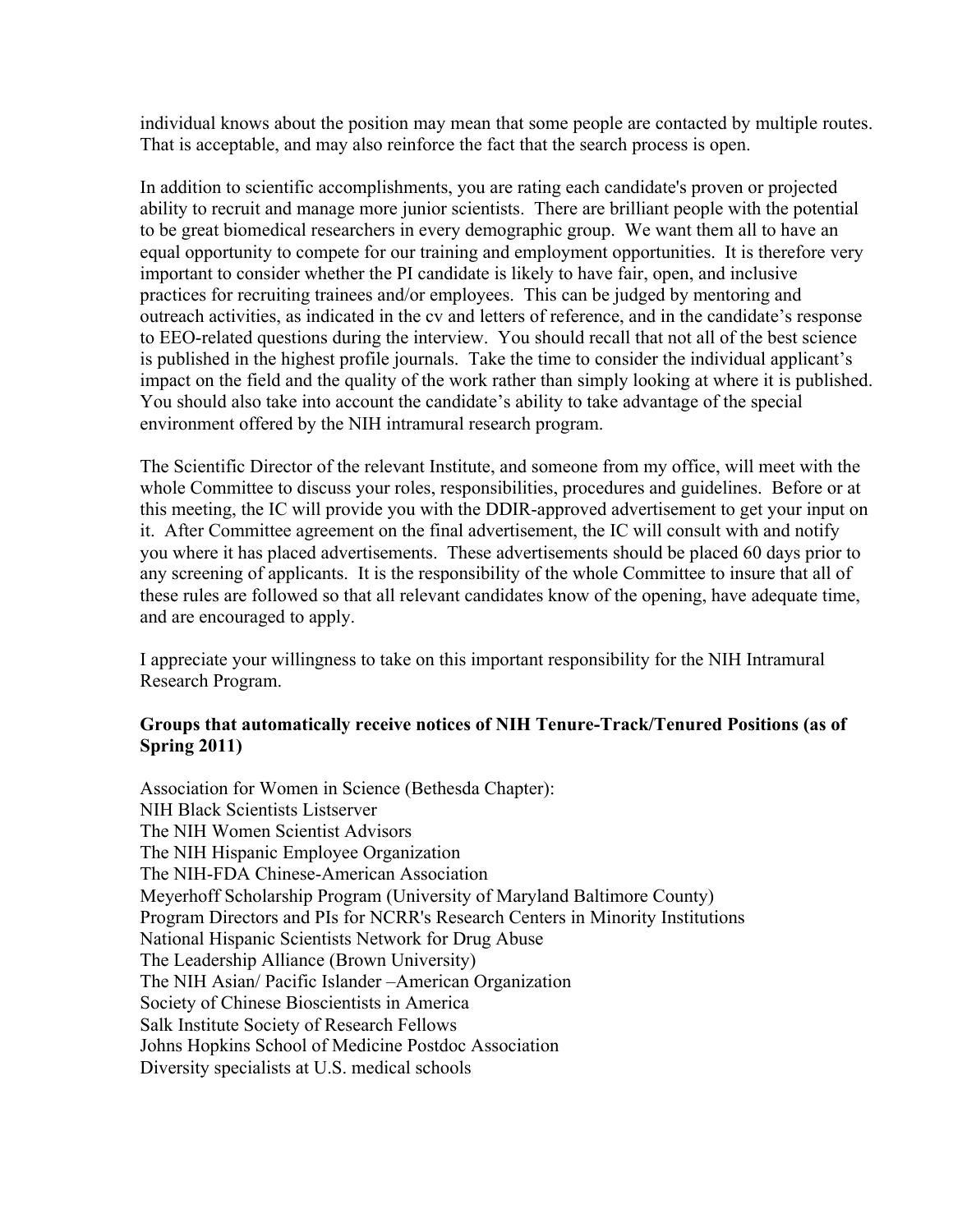individual knows about the position may mean that some people are contacted by multiple routes. That is acceptable, and may also reinforce the fact that the search process is open.

In addition to scientific accomplishments, you are rating each candidate's proven or projected ability to recruit and manage more junior scientists. There are brilliant people with the potential to be great biomedical researchers in every demographic group. We want them all to have an equal opportunity to compete for our training and employment opportunities. It is therefore very important to consider whether the PI candidate is likely to have fair, open, and inclusive practices for recruiting trainees and/or employees. This can be judged by mentoring and outreach activities, as indicated in the cv and letters of reference, and in the candidate's response to EEO-related questions during the interview. You should recall that not all of the best science is published in the highest profile journals. Take the time to consider the individual applicant's impact on the field and the quality of the work rather than simply looking at where it is published. You should also take into account the candidate's ability to take advantage of the special environment offered by the NIH intramural research program.

The Scientific Director of the relevant Institute, and someone from my office, will meet with the whole Committee to discuss your roles, responsibilities, procedures and guidelines. Before or at this meeting, the IC will provide you with the DDIR-approved advertisement to get your input on it. After Committee agreement on the final advertisement, the IC will consult with and notify you where it has placed advertisements. These advertisements should be placed 60 days prior to any screening of applicants. It is the responsibility of the whole Committee to insure that all of these rules are followed so that all relevant candidates know of the opening, have adequate time, and are encouraged to apply.

I appreciate your willingness to take on this important responsibility for the NIH Intramural Research Program.

**Groups that automatically receive notices of NIH Tenure-Track/Tenured Positions (as of Spring 2011)**

Association for Women in Science (Bethesda Chapter):  
NIH Black Scientists Listserver  
The NIH Women Scientist Advisors  
The NIH Hispanic Employee Organization  
The NIH-FDA Chinese-American Association  
Meyerhoff Scholarship Program (University of Maryland Baltimore County)  
Program Directors and PIs for NCRR's Research Centers in Minority Institutions  
National Hispanic Scientists Network for Drug Abuse  
The Leadership Alliance (Brown University)  
The NIH Asian/ Pacific Islander –American Organization  
Society of Chinese Bioscientists in America  
Salk Institute Society of Research Fellows  
Johns Hopkins School of Medicine Postdoc Association  
Diversity specialists at U.S. medical schools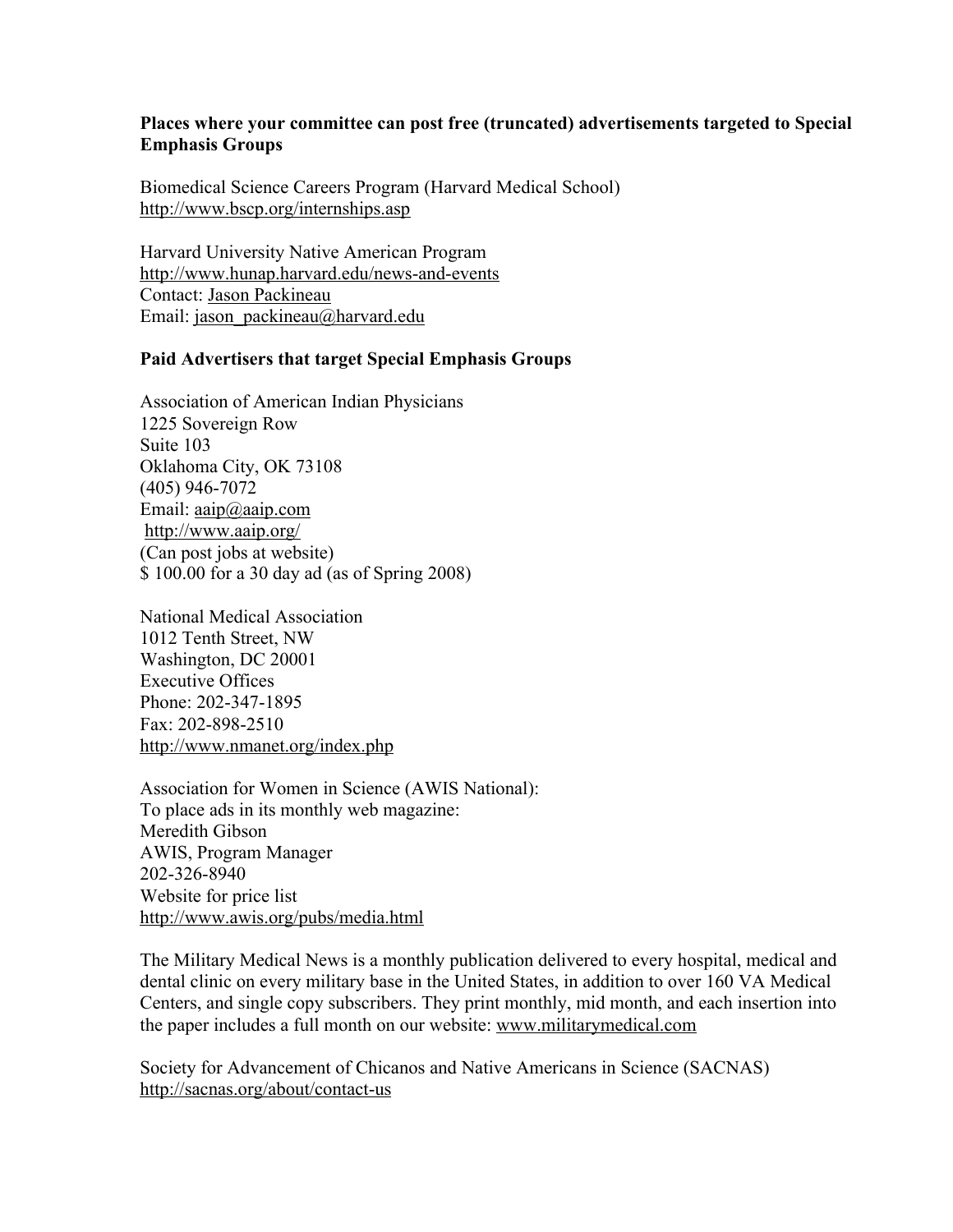**Places where your committee can post free (truncated) advertisements targeted to Special Emphasis Groups**

Biomedical Science Careers Program (Harvard Medical School)
http://www.bscp.org/internships.asp

Harvard University Native American Program
http://www.hunap.harvard.edu/news-and-events
Contact: Jason Packineau
Email: jason_packineau@harvard.edu

**Paid Advertisers that target Special Emphasis Groups**

Association of American Indian Physicians
1225 Sovereign Row
Suite 103
Oklahoma City, OK 73108
(405) 946-7072
Email: aaip@aaip.com
http://www.aaip.org/
(Can post jobs at website)
$ 100.00 for a 30 day ad (as of Spring 2008)

National Medical Association
1012 Tenth Street, NW
Washington, DC 20001
Executive Offices
Phone: 202-347-1895
Fax: 202-898-2510
http://www.nmanet.org/index.php

Association for Women in Science (AWIS National):
To place ads in its monthly web magazine:
Meredith Gibson
AWIS, Program Manager
202-326-8940
Website for price list
http://www.awis.org/pubs/media.html

The Military Medical News is a monthly publication delivered to every hospital, medical and dental clinic on every military base in the United States, in addition to over 160 VA Medical Centers, and single copy subscribers. They print monthly, mid month, and each insertion into the paper includes a full month on our website: www.militarymedical.com

Society for Advancement of Chicanos and Native Americans in Science (SACNAS)
http://sacnas.org/about/contact-us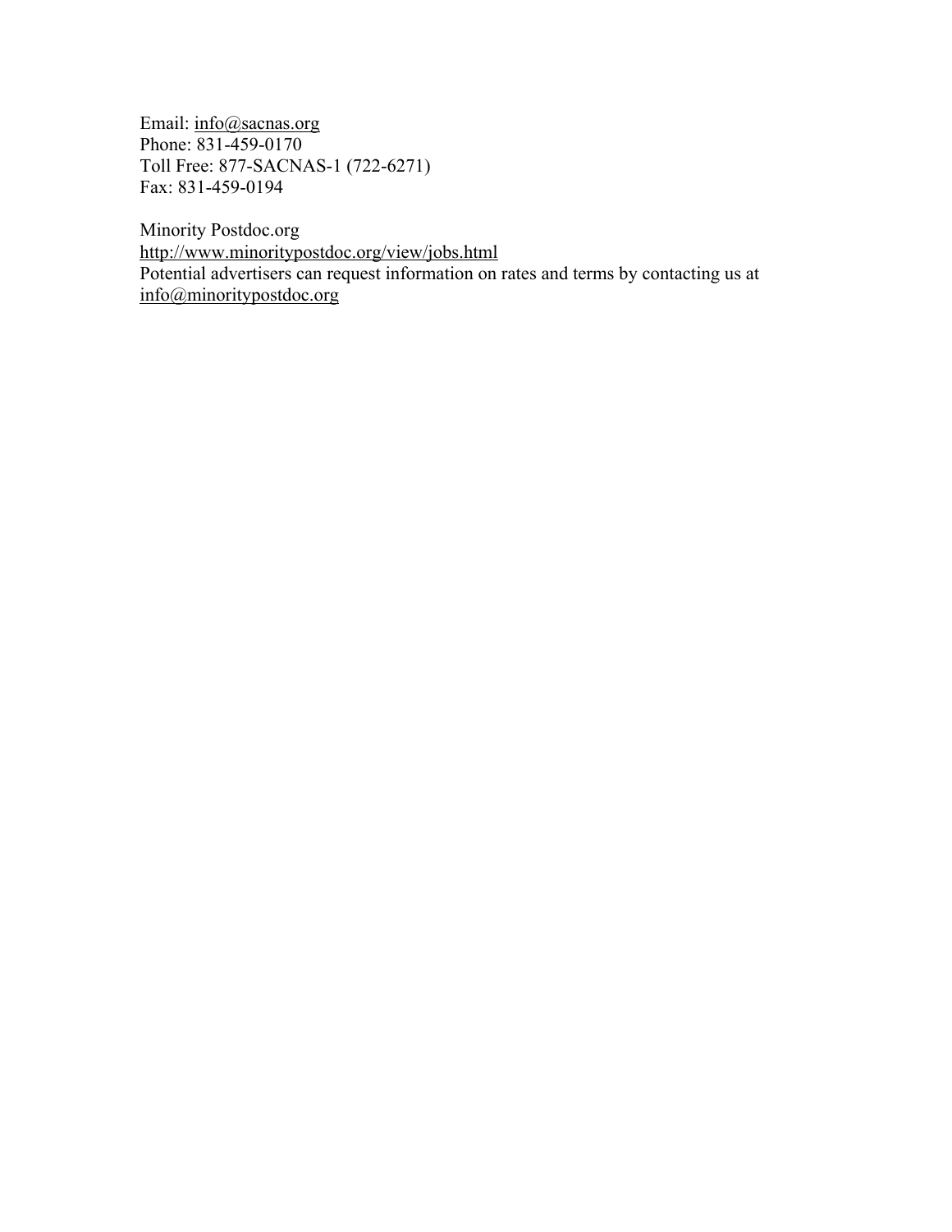Email: info@sacnas.org
Phone: 831-459-0170
Toll Free: 877-SACNAS-1 (722-6271)
Fax: 831-459-0194

Minority Postdoc.org
http://www.minoritypostdoc.org/view/jobs.html
Potential advertisers can request information on rates and terms by contacting us at info@minoritypostdoc.org